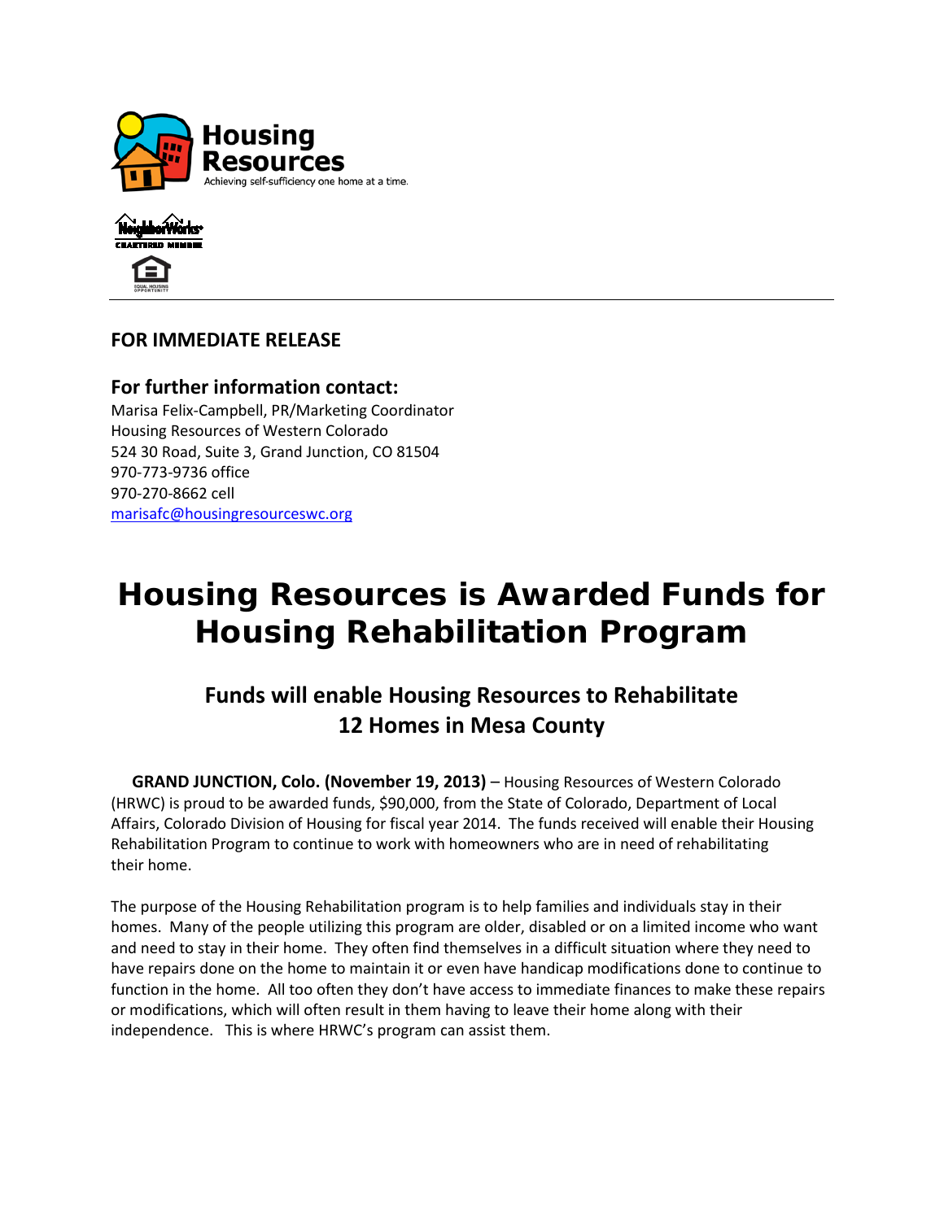Housing Resources

Achieving self-sufficiency one home at a time.

**FOR IMMEDIATE RELEASE**

**For further information contact:**

Marisa Felix-Campbell, PR/Marketing Coordinator
Housing Resources of Western Colorado
524 30 Road, Suite 3, Grand Junction, CO 81504
970-773-9736 office
970-270-8662 cell
marisafc@housingresourceswc.org

# Housing Resources is Awarded Funds for Housing Rehabilitation Program

## Funds will enable Housing Resources to Rehabilitate 12 Homes in Mesa County

**GRAND JUNCTION, Colo. (November 19, 2013)** – Housing Resources of Western Colorado (HRWC) is proud to be awarded funds, $90,000, from the State of Colorado, Department of Local Affairs, Colorado Division of Housing for fiscal year 2014. The funds received will enable their Housing Rehabilitation Program to continue to work with homeowners who are in need of rehabilitating their home.

The purpose of the Housing Rehabilitation program is to help families and individuals stay in their homes. Many of the people utilizing this program are older, disabled or on a limited income who want and need to stay in their home. They often find themselves in a difficult situation where they need to have repairs done on the home to maintain it or even have handicap modifications done to continue to function in the home. All too often they don't have access to immediate finances to make these repairs or modifications, which will often result in them having to leave their home along with their independence. This is where HRWC's program can assist them.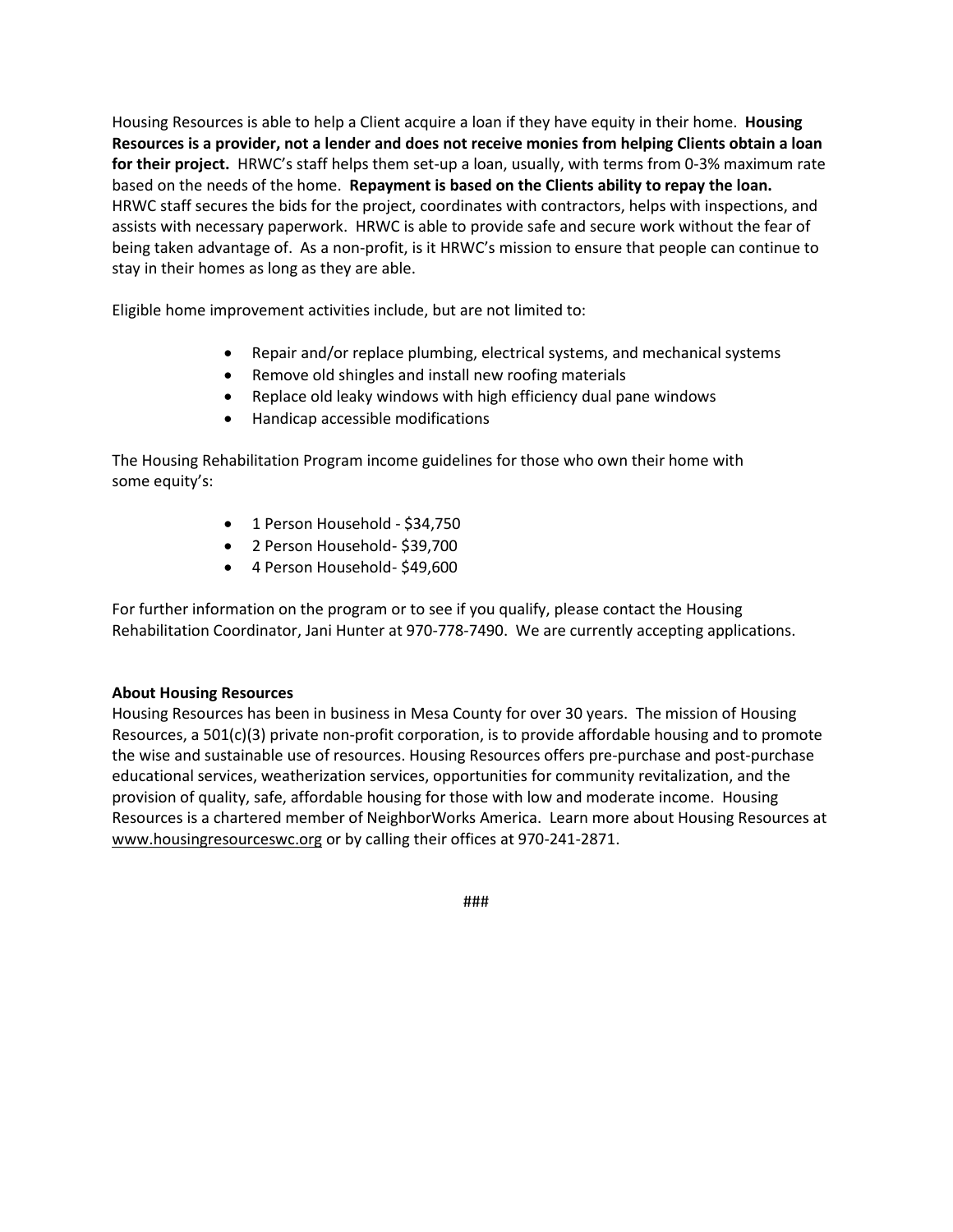Housing Resources is able to help a Client acquire a loan if they have equity in their home. **Housing Resources is a provider, not a lender and does not receive monies from helping Clients obtain a loan for their project.** HRWC's staff helps them set-up a loan, usually, with terms from 0-3% maximum rate based on the needs of the home. **Repayment is based on the Clients ability to repay the loan.** HRWC staff secures the bids for the project, coordinates with contractors, helps with inspections, and assists with necessary paperwork. HRWC is able to provide safe and secure work without the fear of being taken advantage of. As a non-profit, is it HRWC's mission to ensure that people can continue to stay in their homes as long as they are able.

Eligible home improvement activities include, but are not limited to:

- Repair and/or replace plumbing, electrical systems, and mechanical systems
- Remove old shingles and install new roofing materials
- Replace old leaky windows with high efficiency dual pane windows
- Handicap accessible modifications

The Housing Rehabilitation Program income guidelines for those who own their home with some equity's:

- 1 Person Household - $34,750
- 2 Person Household- $39,700
- 4 Person Household- $49,600

For further information on the program or to see if you qualify, please contact the Housing Rehabilitation Coordinator, Jani Hunter at 970-778-7490. We are currently accepting applications.

**About Housing Resources**

Housing Resources has been in business in Mesa County for over 30 years. The mission of Housing Resources, a 501(c)(3) private non-profit corporation, is to provide affordable housing and to promote the wise and sustainable use of resources. Housing Resources offers pre-purchase and post-purchase educational services, weatherization services, opportunities for community revitalization, and the provision of quality, safe, affordable housing for those with low and moderate income. Housing Resources is a chartered member of NeighborWorks America. Learn more about Housing Resources at www.housingresourceswc.org or by calling their offices at 970-241-2871.

###